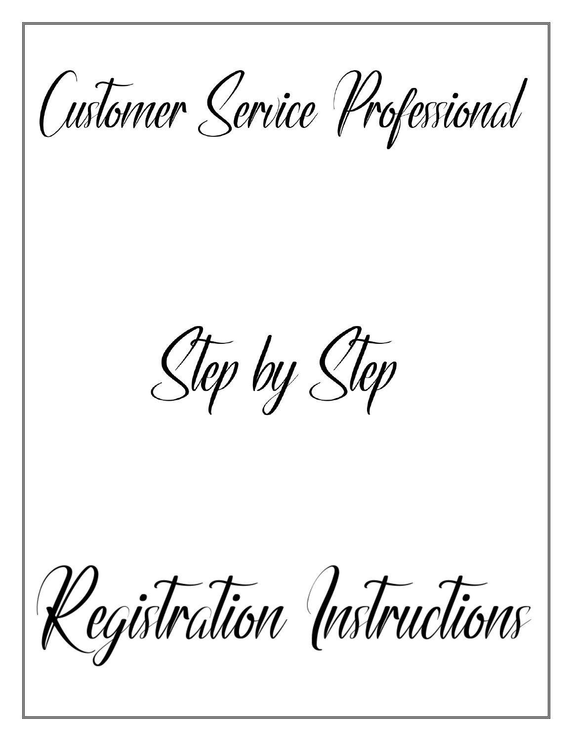# Customer Service Professional

# Step by Step

# Registration Instructions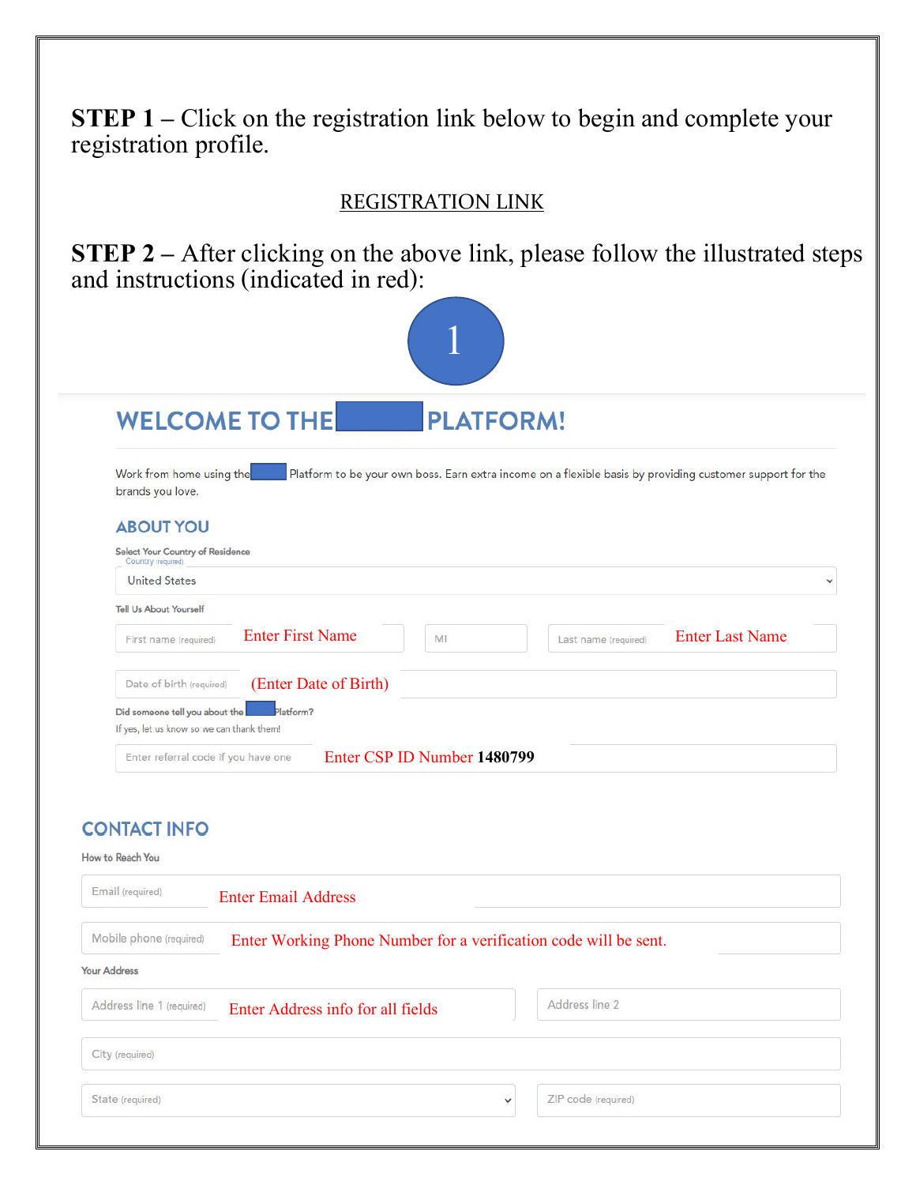**STEP 1** – Click on the registration link below to begin and complete your registration profile.

REGISTRATION LINK

**STEP 2** – After clicking on the above link, please follow the illustrated steps and instructions (indicated in red):

1

## WELCOME TO THE PLATFORM!

Work from home using the Platform to be your own boss. Earn extra income on a flexible basis by providing customer support for the brands you love.

### ABOUT YOU

Select Your Country of Residence

Country (required)

United States

Tell Us About Yourself

First name (required) — Enter First Name

MI

Last name (required) — Enter Last Name

Date of birth (required) — (Enter Date of Birth)

Did someone tell you about the Platform?

If yes, let us know so we can thank them!

Enter referral code if you have one — Enter CSP ID Number **1480799**

### CONTACT INFO

How to Reach You

Email (required) — Enter Email Address

Mobile phone (required) — Enter Working Phone Number for a verification code will be sent.

Your Address

Address line 1 (required) — Enter Address info for all fields

Address line 2

City (required)

State (required)

ZIP code (required)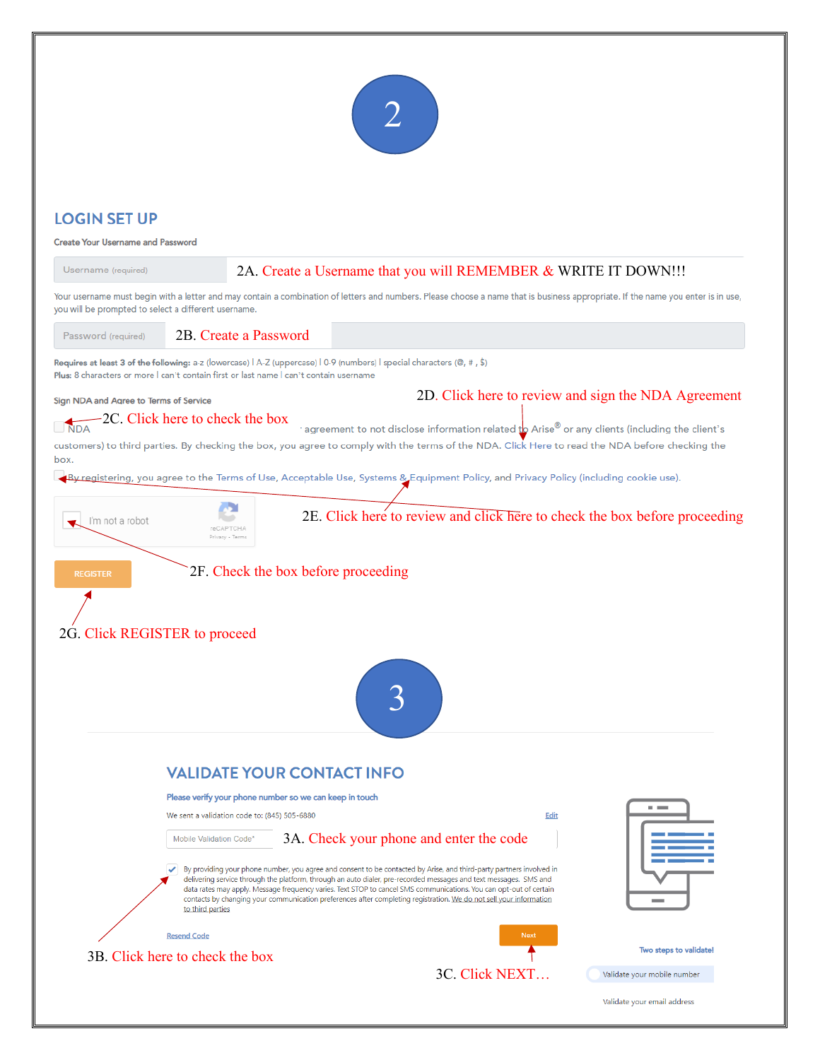## 2

## LOGIN SET UP

Create Your Username and Password

Username (required)

2A. Create a Username that you will REMEMBER & WRITE IT DOWN!!!

Your username must begin with a letter and may contain a combination of letters and numbers. Please choose a name that is business appropriate. If the name you enter is in use, you will be prompted to select a different username.

Password (required)

2B. Create a Password

Requires at least 3 of the following: a-z (lowercase) | A-Z (uppercase) | 0-9 (numbers) | special characters (@, #, $)
Plus: 8 characters or more | can't contain first or last name | can't contain username

Sign NDA and Agree to Terms of Service

2D. Click here to review and sign the NDA Agreement

2C. Click here to check the box

NDA agreement to not disclose information related to Arise® or any clients (including the client's customers) to third parties. By checking the box, you agree to comply with the terms of the NDA. Click Here to read the NDA before checking the box.

By registering, you agree to the Terms of Use, Acceptable Use, Systems & Equipment Policy, and Privacy Policy (including cookie use).

I'm not a robot

2E. Click here to review and click here to check the box before proceeding

2F. Check the box before proceeding

REGISTER

2G. Click REGISTER to proceed

## 3

## VALIDATE YOUR CONTACT INFO

Please verify your phone number so we can keep in touch

We sent a validation code to: (845) 505-6880 Edit

Mobile Validation Code*

3A. Check your phone and enter the code

By providing your phone number, you agree and consent to be contacted by Arise, and third-party partners involved in delivering service through the platform, through an auto dialer, pre-recorded messages and text messages. SMS and data rates may apply. Message frequency varies. Text STOP to cancel SMS communications. You can opt-out of certain contacts by changing your communication preferences after completing registration. We do not sell your information to third parties

Resend Code

Next

3B. Click here to check the box

3C. Click NEXT…

Two steps to validate!

Validate your mobile number

Validate your email address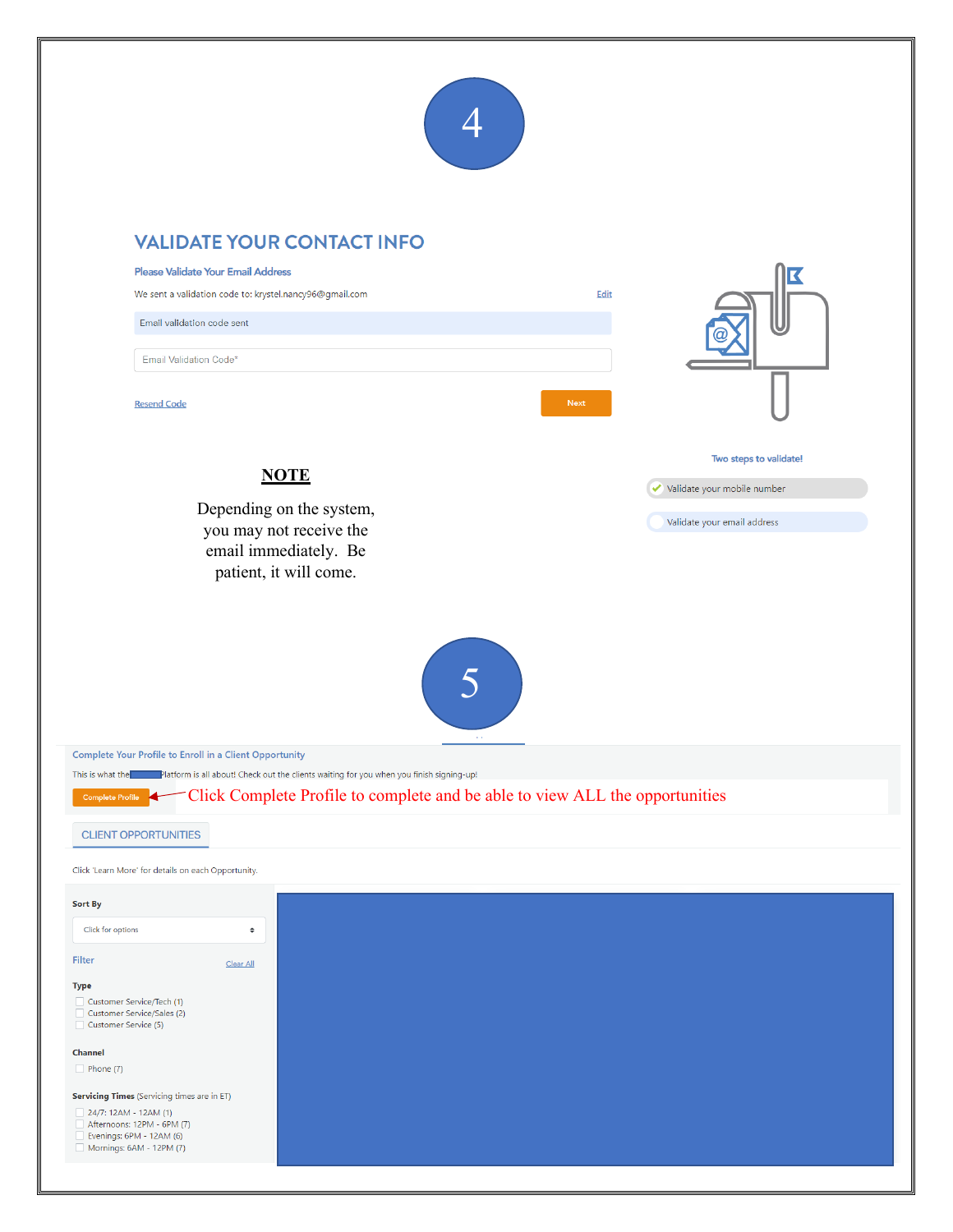4

## VALIDATE YOUR CONTACT INFO

**Please Validate Your Email Address**

We sent a validation code to: krystel.nancy96@gmail.com

Edit

Email validation code sent

Email Validation Code*

Resend Code

Next

Two steps to validate!

Validate your mobile number

Validate your email address

**NOTE**

Depending on the system, you may not receive the email immediately. Be patient, it will come.

5

**Complete Your Profile to Enroll in a Client Opportunity**

This is what the Platform is all about! Check out the clients waiting for you when you finish signing-up!

Complete Profile ← Click Complete Profile to complete and be able to view ALL the opportunities

CLIENT OPPORTUNITIES

Click 'Learn More' for details on each Opportunity.

**Sort By**

Click for options

Filter

Clear All

**Type**

- Customer Service/Tech (1)
- Customer Service/Sales (2)
- Customer Service (5)

**Channel**

- Phone (7)

**Servicing Times** (Servicing times are in ET)

- 24/7: 12AM - 12AM (1)
- Afternoons: 12PM - 6PM (7)
- Evenings: 6PM - 12AM (6)
- Mornings: 6AM - 12PM (7)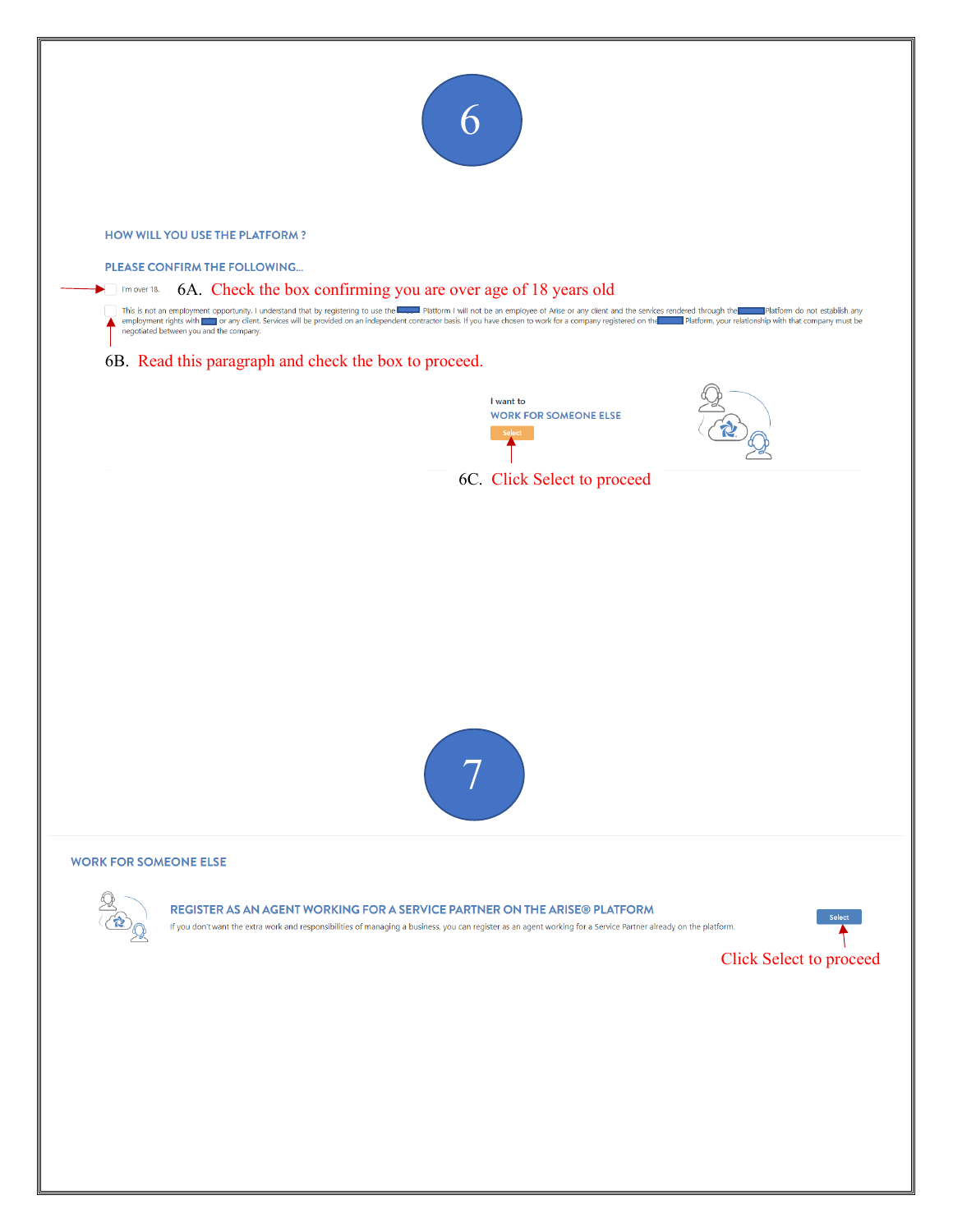# 6

HOW WILL YOU USE THE PLATFORM ?

PLEASE CONFIRM THE FOLLOWING...

I'm over 18. 6A. Check the box confirming you are over age of 18 years old

This is not an employment opportunity. I understand that by registering to use the Platform I will not be an employee of Arise or any client and the services rendered through the Platform do not establish any employment rights with or any client. Services will be provided on an independent contractor basis. If you have chosen to work for a company registered on the Platform, your relationship with that company must be negotiated between you and the company.

6B. Read this paragraph and check the box to proceed.

I want to

WORK FOR SOMEONE ELSE

Select

6C. Click Select to proceed

# 7

WORK FOR SOMEONE ELSE

REGISTER AS AN AGENT WORKING FOR A SERVICE PARTNER ON THE ARISE® PLATFORM

If you don't want the extra work and responsibilities of managing a business, you can register as an agent working for a Service Partner already on the platform.

Select

Click Select to proceed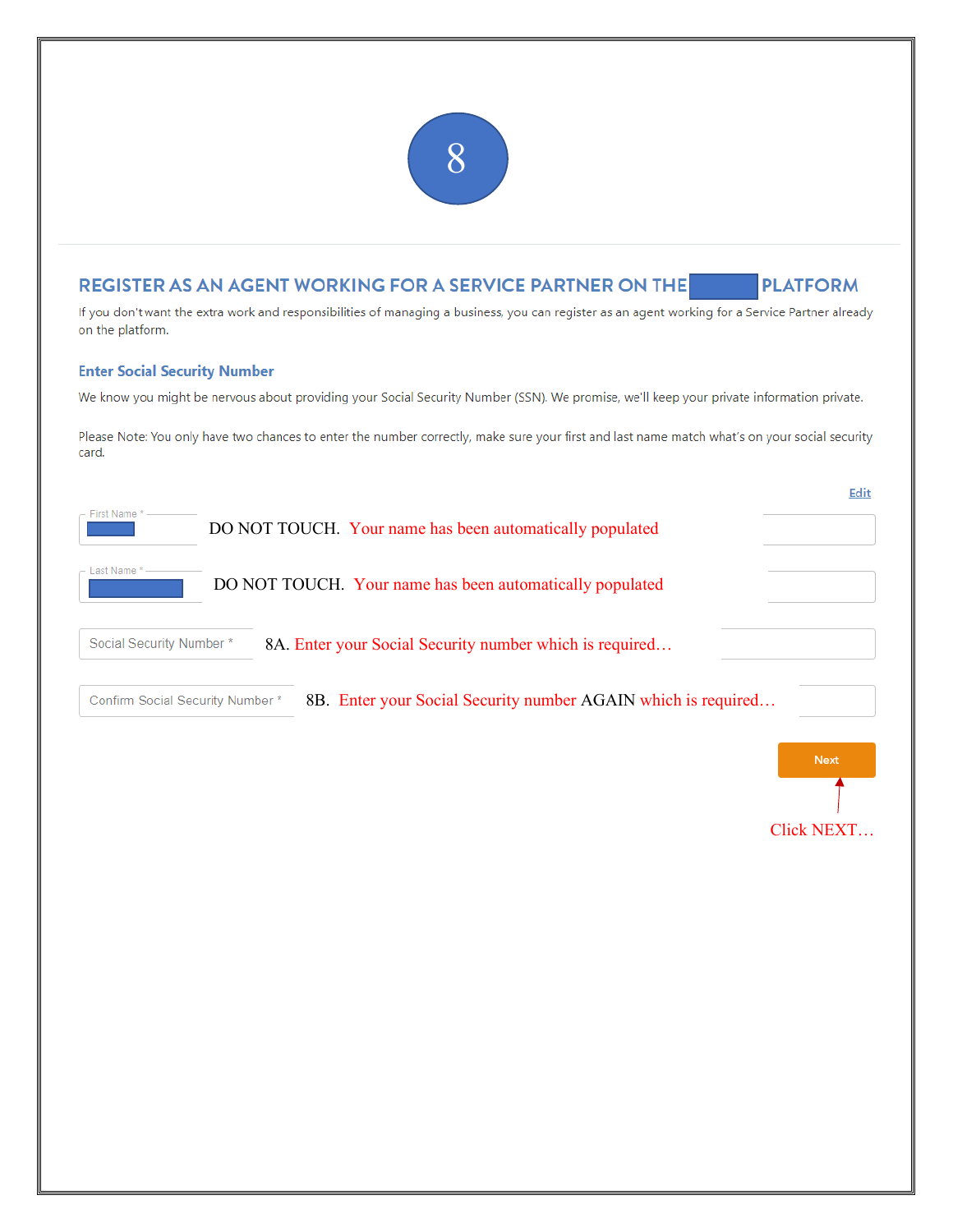8

## REGISTER AS AN AGENT WORKING FOR A SERVICE PARTNER ON THE PLATFORM

If you don't want the extra work and responsibilities of managing a business, you can register as an agent working for a Service Partner already on the platform.

### Enter Social Security Number

We know you might be nervous about providing your Social Security Number (SSN). We promise, we'll keep your private information private.

Please Note: You only have two chances to enter the number correctly, make sure your first and last name match what's on your social security card.

Edit

First Name * — DO NOT TOUCH. Your name has been automatically populated

Last Name * — DO NOT TOUCH. Your name has been automatically populated

Social Security Number * — 8A. Enter your Social Security number which is required…

Confirm Social Security Number * — 8B. Enter your Social Security number AGAIN which is required…

Next

Click NEXT…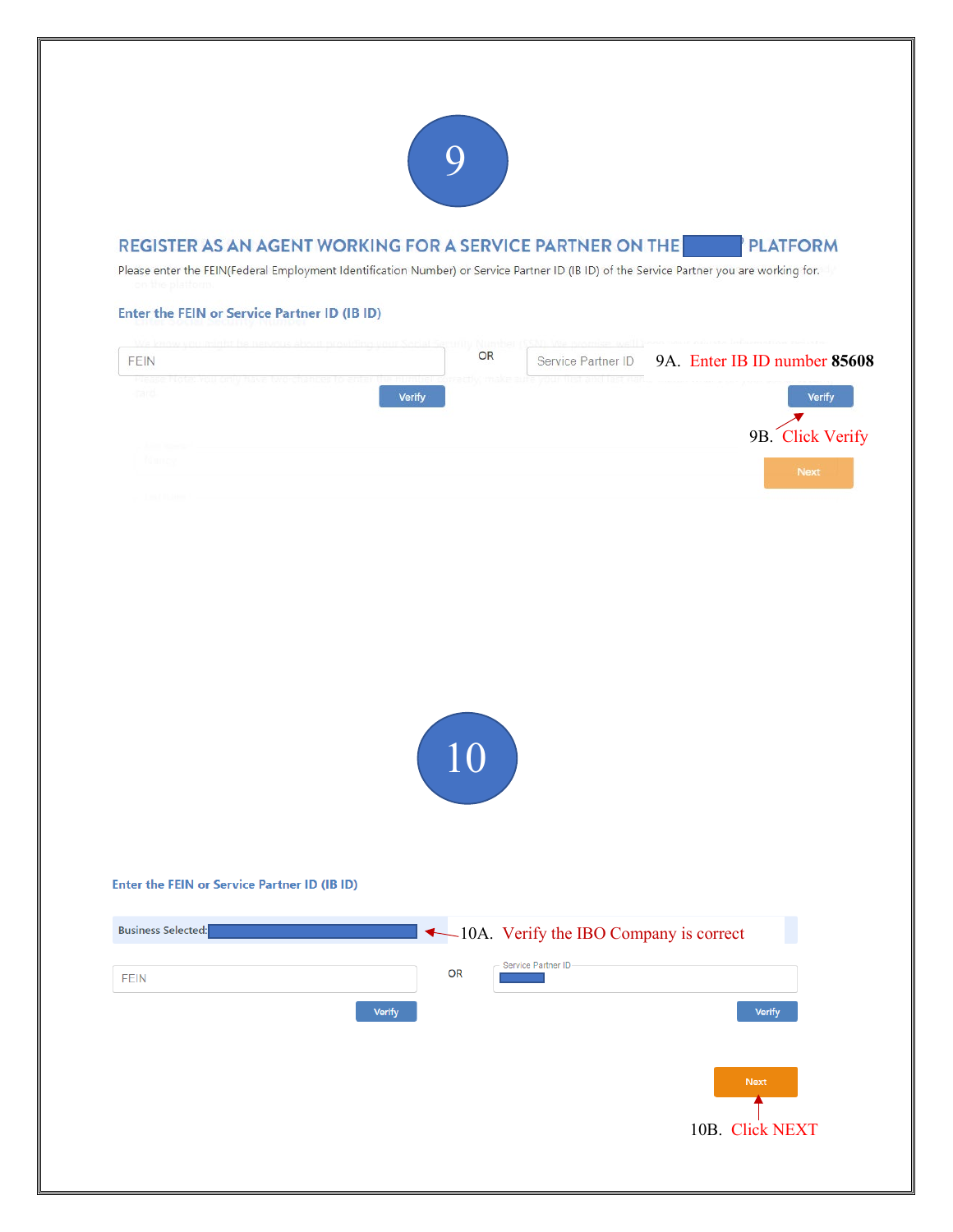# 9

## REGISTER AS AN AGENT WORKING FOR A SERVICE PARTNER ON THE PLATFORM

Please enter the FEIN(Federal Employment Identification Number) or Service Partner ID (IB ID) of the Service Partner you are working for.

### Enter the FEIN or Service Partner ID (IB ID)

FEIN — OR — Service Partner ID

Verify — Verify

Next

9A. Enter IB ID number **85608**

9B. Click Verify

# 10

### Enter the FEIN or Service Partner ID (IB ID)

Business Selected:

FEIN — OR — Service Partner ID

Verify — Verify

Next

10A. Verify the IBO Company is correct

10B. Click NEXT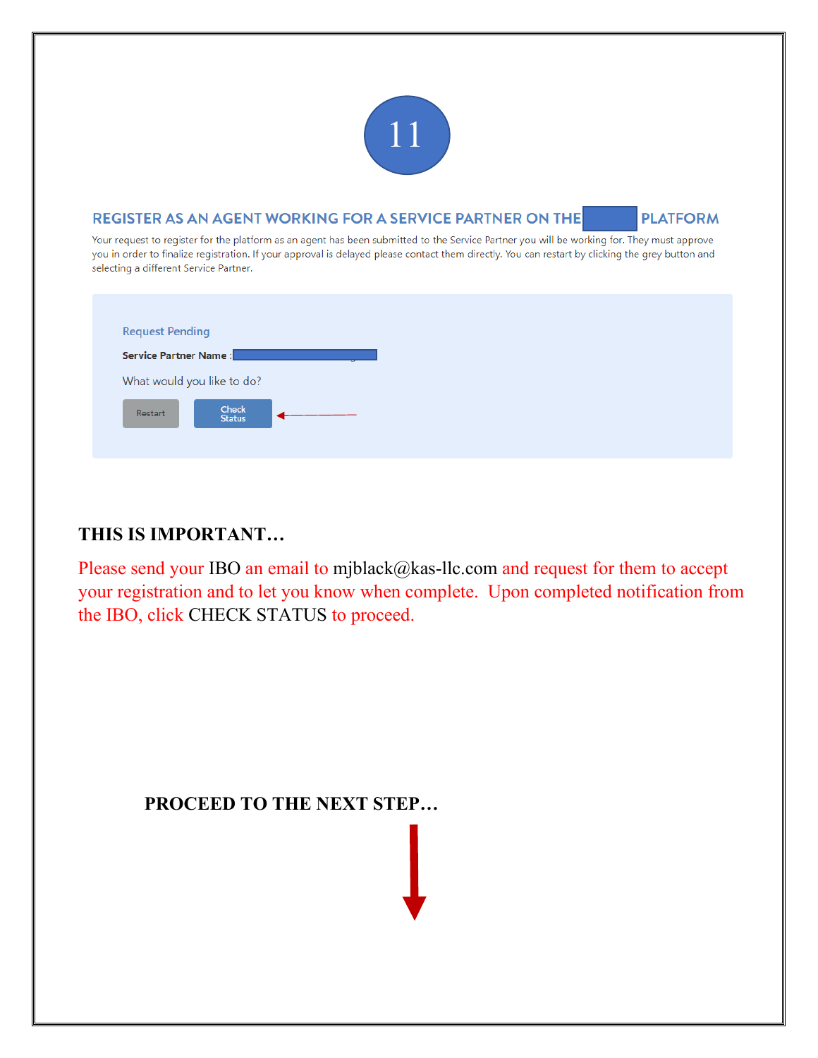11

## REGISTER AS AN AGENT WORKING FOR A SERVICE PARTNER ON THE PLATFORM

Your request to register for the platform as an agent has been submitted to the Service Partner you will be working for. They must approve you in order to finalize registration. If your approval is delayed please contact them directly. You can restart by clicking the grey button and selecting a different Service Partner.

Request Pending

**Service Partner Name :**

What would you like to do?

Restart | Check Status

**THIS IS IMPORTANT…**

Please send your IBO an email to mjblack@kas-llc.com and request for them to accept your registration and to let you know when complete. Upon completed notification from the IBO, click CHECK STATUS to proceed.

**PROCEED TO THE NEXT STEP…**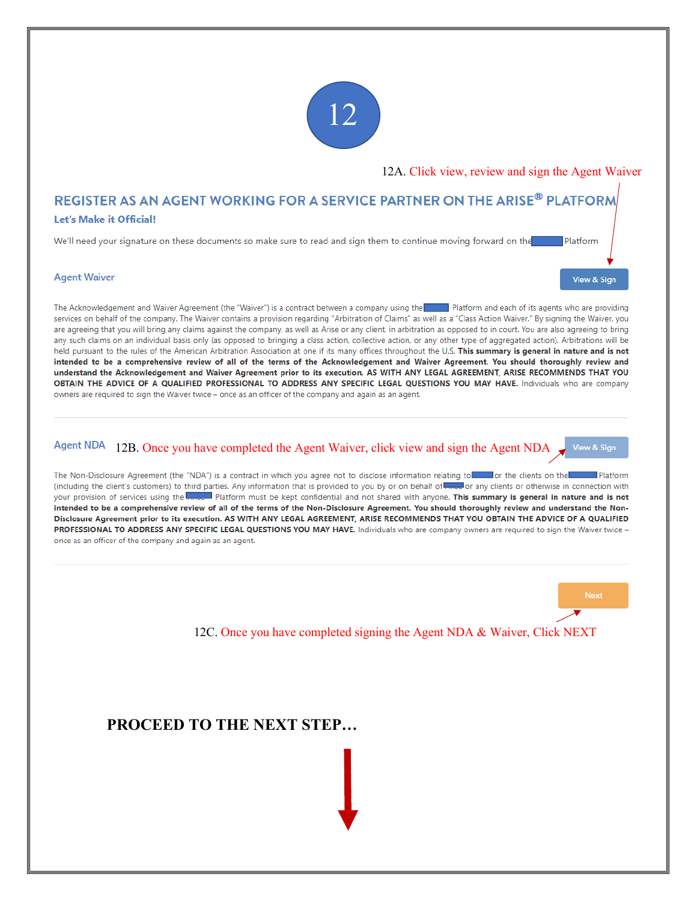12

12A. Click view, review and sign the Agent Waiver

## REGISTER AS AN AGENT WORKING FOR A SERVICE PARTNER ON THE ARISE® PLATFORM

### Let's Make it Official!

We'll need your signature on these documents so make sure to read and sign them to continue moving forward on the Platform

### Agent Waiver

View & Sign

The Acknowledgement and Waiver Agreement (the "Waiver") is a contract between a company using the Platform and each of its agents who are providing services on behalf of the company. The Waiver contains a provision regarding "Arbitration of Claims" as well as a "Class Action Waiver." By signing the Waiver, you are agreeing that you will bring any claims against the company, as well as Arise or any client, in arbitration as opposed to in court. You are also agreeing to bring any such claims on an individual basis only (as opposed to bringing a class action, collective action, or any other type of aggregated action). Arbitrations will be held pursuant to the rules of the American Arbitration Association at one if its many offices throughout the U.S. **This summary is general in nature and is not intended to be a comprehensive review of all of the terms of the Acknowledgement and Waiver Agreement. You should thoroughly review and understand the Acknowledgement and Waiver Agreement prior to its execution. AS WITH ANY LEGAL AGREEMENT, ARISE RECOMMENDS THAT YOU OBTAIN THE ADVICE OF A QUALIFIED PROFESSIONAL TO ADDRESS ANY SPECIFIC LEGAL QUESTIONS YOU MAY HAVE.** Individuals who are company owners are required to sign the Waiver twice – once as an officer of the company and again as an agent.

### Agent NDA

12B. Once you have completed the Agent Waiver, click view and sign the Agent NDA

View & Sign

The Non-Disclosure Agreement (the "NDA") is a contract in which you agree not to disclose information relating to or the clients on the Platform (including the client's customers) to third parties. Any information that is provided to you by or on behalf of or any clients or otherwise in connection with your provision of services using the Platform must be kept confidential and not shared with anyone. **This summary is general in nature and is not intended to be a comprehensive review of all of the terms of the Non-Disclosure Agreement. You should thoroughly review and understand the Non-Disclosure Agreement prior to its execution. AS WITH ANY LEGAL AGREEMENT, ARISE RECOMMENDS THAT YOU OBTAIN THE ADVICE OF A QUALIFIED PROFESSIONAL TO ADDRESS ANY SPECIFIC LEGAL QUESTIONS YOU MAY HAVE.** Individuals who are company owners are required to sign the Waiver twice – once as an officer of the company and again as an agent.

Next

12C. Once you have completed signing the Agent NDA & Waiver, Click NEXT

**PROCEED TO THE NEXT STEP…**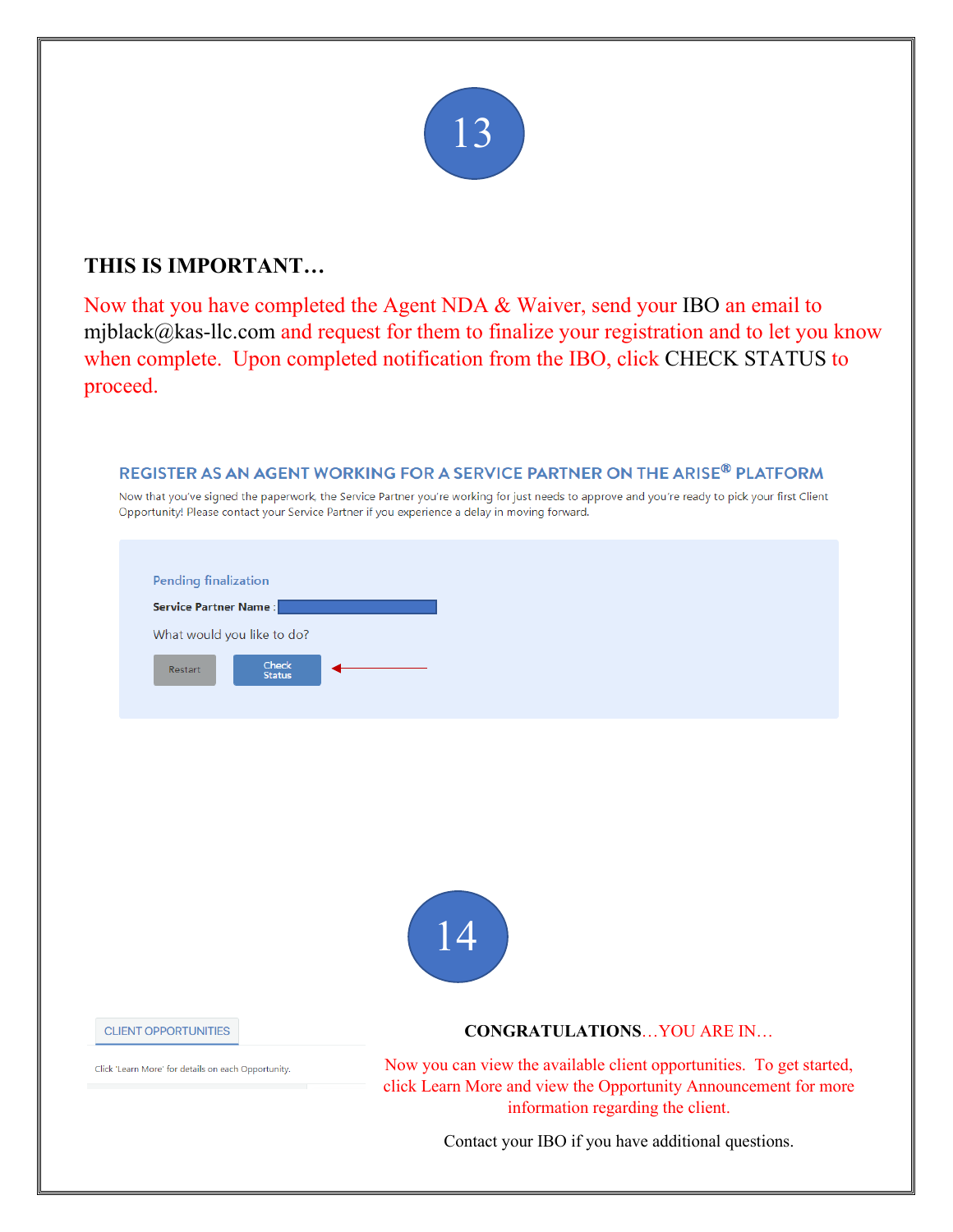13

**THIS IS IMPORTANT…**

Now that you have completed the Agent NDA & Waiver, send your IBO an email to mjblack@kas-llc.com and request for them to finalize your registration and to let you know when complete. Upon completed notification from the IBO, click CHECK STATUS to proceed.

REGISTER AS AN AGENT WORKING FOR A SERVICE PARTNER ON THE ARISE® PLATFORM

Now that you've signed the paperwork, the Service Partner you're working for just needs to approve and you're ready to pick your first Client Opportunity! Please contact your Service Partner if you experience a delay in moving forward.

Pending finalization

**Service Partner Name** :

What would you like to do?

Restart | Check Status

14

CLIENT OPPORTUNITIES

Click 'Learn More' for details on each Opportunity.

**CONGRATULATIONS**…YOU ARE IN…

Now you can view the available client opportunities. To get started, click Learn More and view the Opportunity Announcement for more information regarding the client.

Contact your IBO if you have additional questions.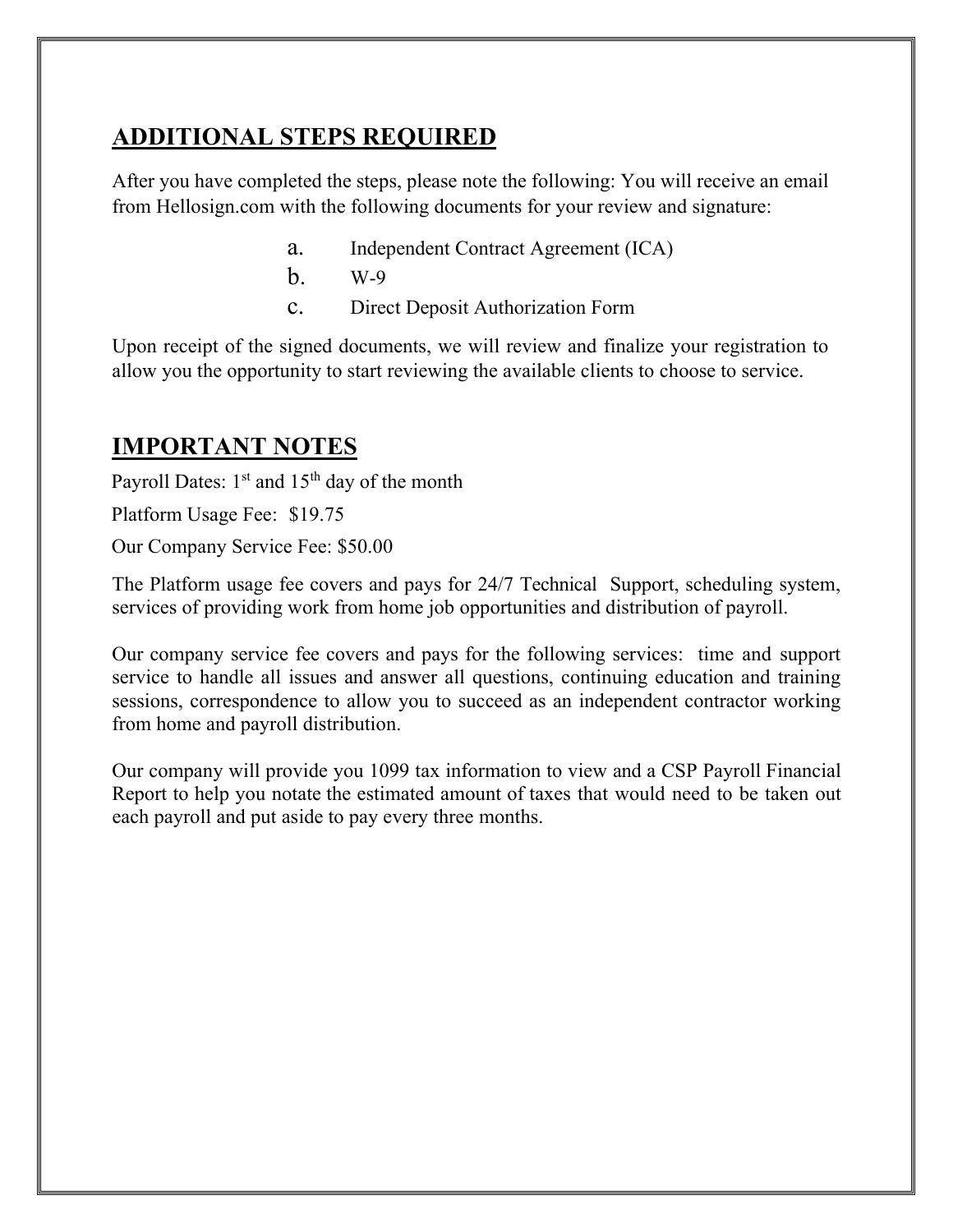## ADDITIONAL STEPS REQUIRED

After you have completed the steps, please note the following: You will receive an email from Hellosign.com with the following documents for your review and signature:

a. Independent Contract Agreement (ICA)
b. W-9
c. Direct Deposit Authorization Form

Upon receipt of the signed documents, we will review and finalize your registration to allow you the opportunity to start reviewing the available clients to choose to service.

## IMPORTANT NOTES

Payroll Dates: 1st and 15th day of the month

Platform Usage Fee: $19.75

Our Company Service Fee: $50.00

The Platform usage fee covers and pays for 24/7 Technical Support, scheduling system, services of providing work from home job opportunities and distribution of payroll.

Our company service fee covers and pays for the following services: time and support service to handle all issues and answer all questions, continuing education and training sessions, correspondence to allow you to succeed as an independent contractor working from home and payroll distribution.

Our company will provide you 1099 tax information to view and a CSP Payroll Financial Report to help you notate the estimated amount of taxes that would need to be taken out each payroll and put aside to pay every three months.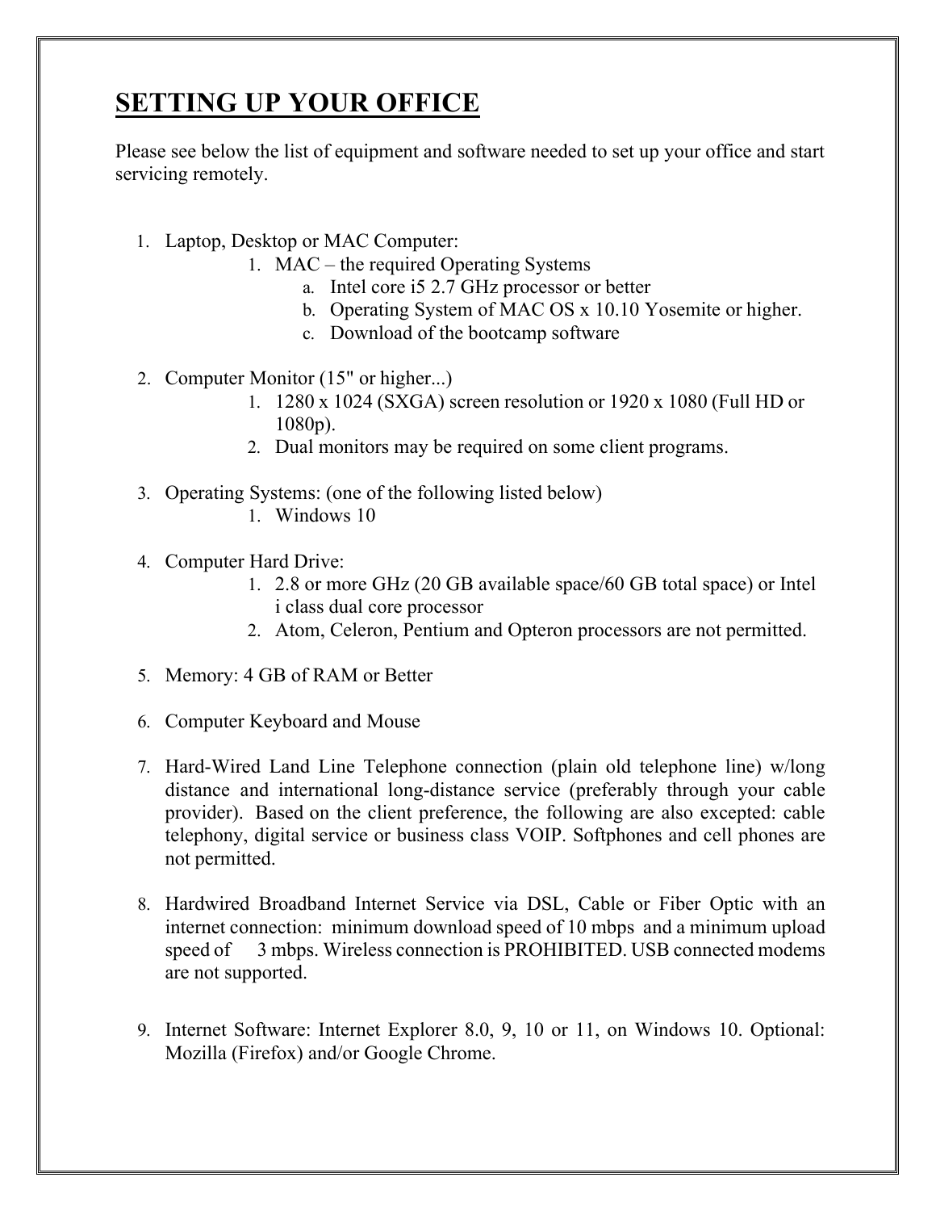# SETTING UP YOUR OFFICE

Please see below the list of equipment and software needed to set up your office and start servicing remotely.

1. Laptop, Desktop or MAC Computer:
    1. MAC – the required Operating Systems
        a. Intel core i5 2.7 GHz processor or better
        b. Operating System of MAC OS x 10.10 Yosemite or higher.
        c. Download of the bootcamp software

2. Computer Monitor (15" or higher...)
    1. 1280 x 1024 (SXGA) screen resolution or 1920 x 1080 (Full HD or 1080p).
    2. Dual monitors may be required on some client programs.

3. Operating Systems: (one of the following listed below)
    1. Windows 10

4. Computer Hard Drive:
    1. 2.8 or more GHz (20 GB available space/60 GB total space) or Intel i class dual core processor
    2. Atom, Celeron, Pentium and Opteron processors are not permitted.

5. Memory: 4 GB of RAM or Better

6. Computer Keyboard and Mouse

7. Hard-Wired Land Line Telephone connection (plain old telephone line) w/long distance and international long-distance service (preferably through your cable provider). Based on the client preference, the following are also excepted: cable telephony, digital service or business class VOIP. Softphones and cell phones are not permitted.

8. Hardwired Broadband Internet Service via DSL, Cable or Fiber Optic with an internet connection: minimum download speed of 10 mbps and a minimum upload speed of 3 mbps. Wireless connection is PROHIBITED. USB connected modems are not supported.

9. Internet Software: Internet Explorer 8.0, 9, 10 or 11, on Windows 10. Optional: Mozilla (Firefox) and/or Google Chrome.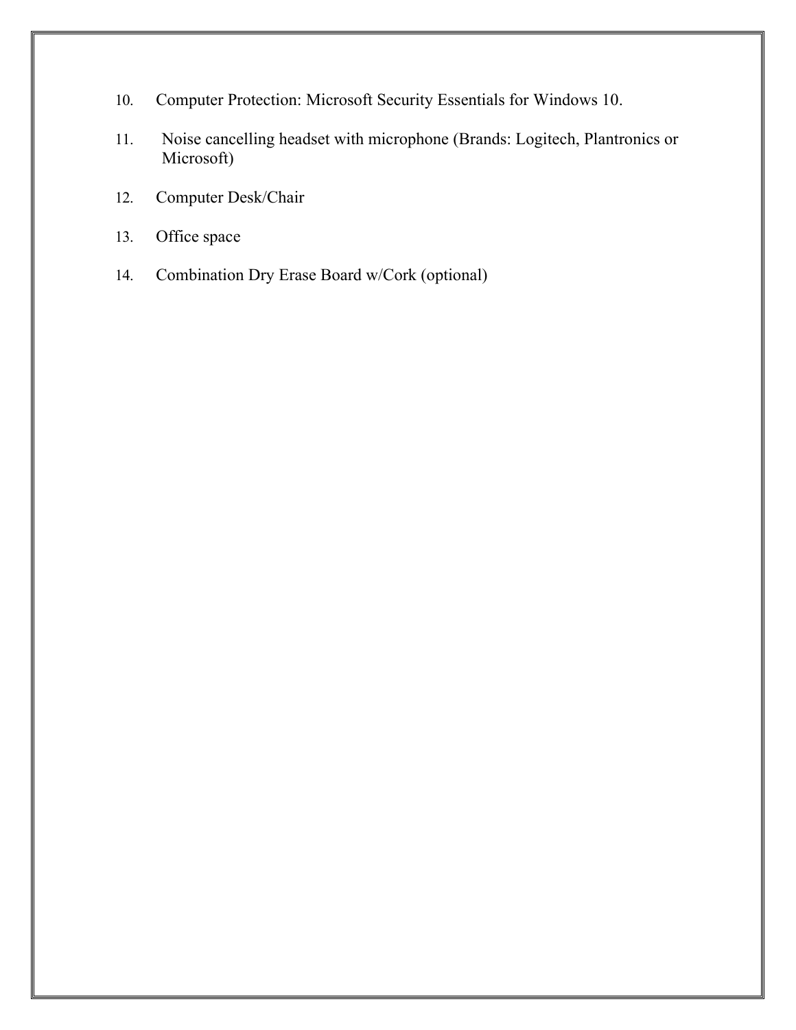10. Computer Protection: Microsoft Security Essentials for Windows 10.
11. Noise cancelling headset with microphone (Brands: Logitech, Plantronics or Microsoft)
12. Computer Desk/Chair
13. Office space
14. Combination Dry Erase Board w/Cork (optional)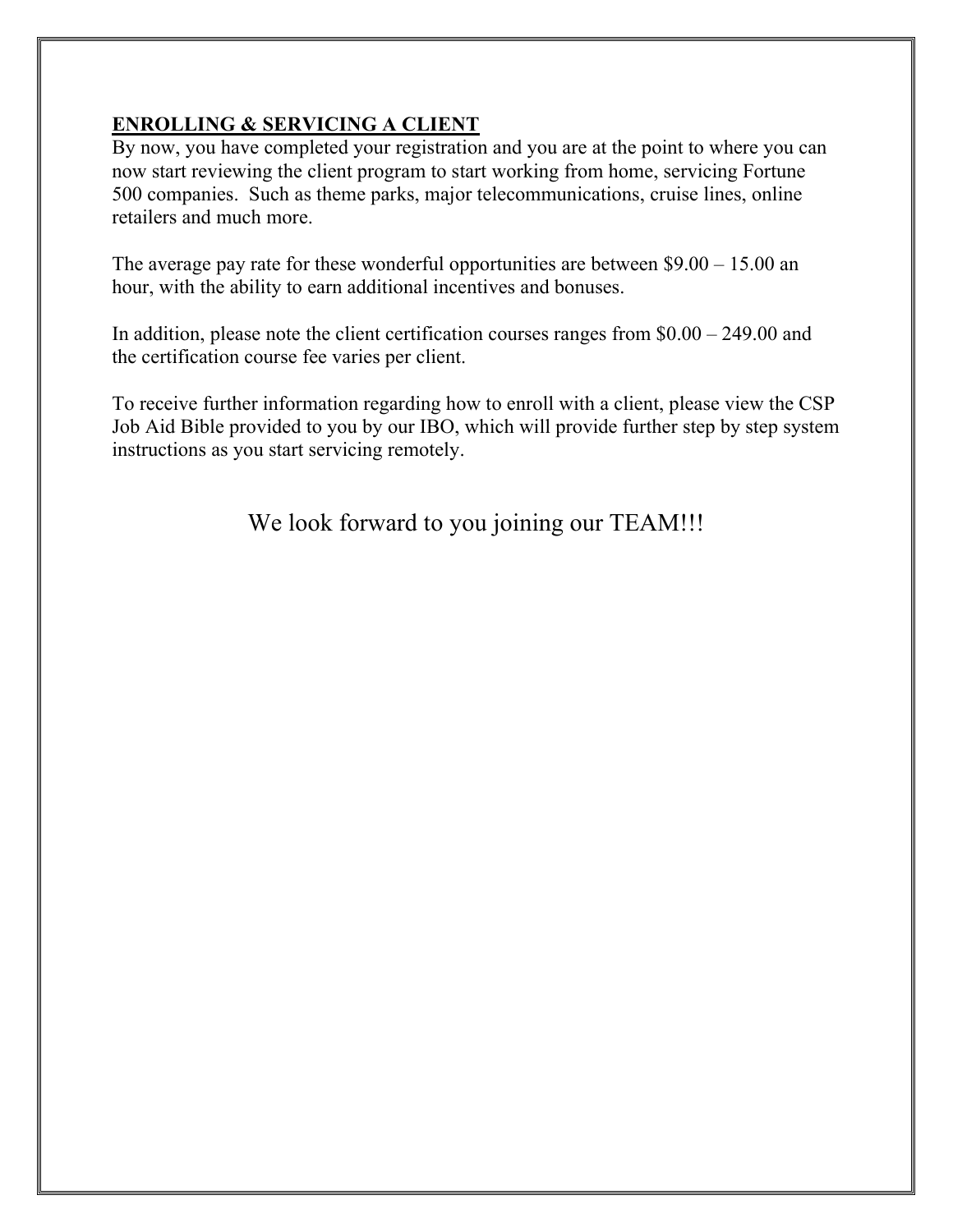**ENROLLING & SERVICING A CLIENT**

By now, you have completed your registration and you are at the point to where you can now start reviewing the client program to start working from home, servicing Fortune 500 companies. Such as theme parks, major telecommunications, cruise lines, online retailers and much more.

The average pay rate for these wonderful opportunities are between $9.00 – 15.00 an hour, with the ability to earn additional incentives and bonuses.

In addition, please note the client certification courses ranges from $0.00 – 249.00 and the certification course fee varies per client.

To receive further information regarding how to enroll with a client, please view the CSP Job Aid Bible provided to you by our IBO, which will provide further step by step system instructions as you start servicing remotely.

We look forward to you joining our TEAM!!!